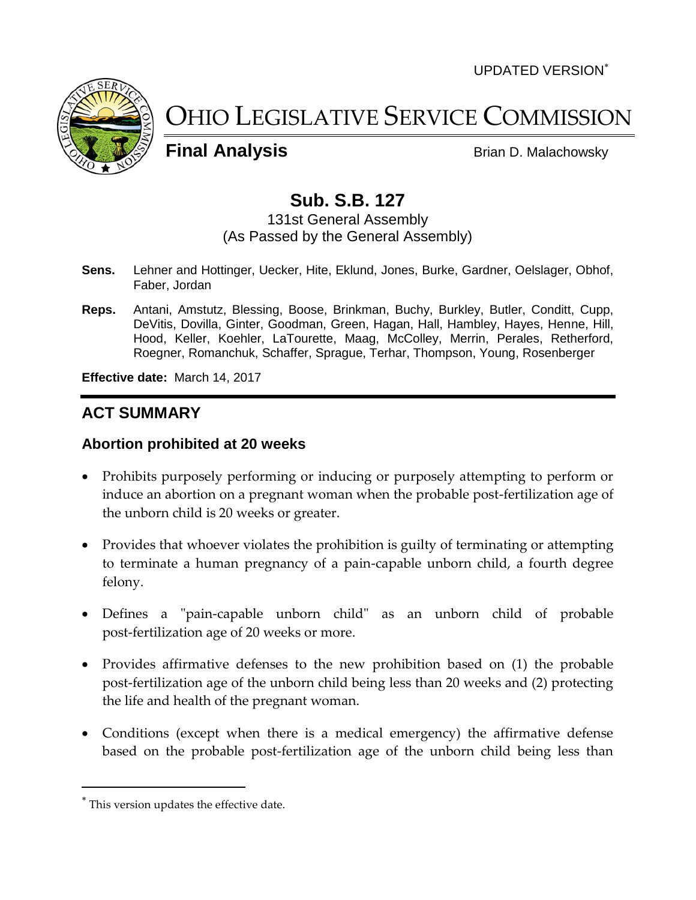UPDATED VERSION*

# OHIO LEGISLATIVE SERVICE COMMISSION

**Final Analysis** Brian D. Malachowsky

## Sub. S.B. 127

131st General Assembly
(As Passed by the General Assembly)

**Sens.** Lehner and Hottinger, Uecker, Hite, Eklund, Jones, Burke, Gardner, Oelslager, Obhof, Faber, Jordan

**Reps.** Antani, Amstutz, Blessing, Boose, Brinkman, Buchy, Burkley, Butler, Conditt, Cupp, DeVitis, Dovilla, Ginter, Goodman, Green, Hagan, Hall, Hambley, Hayes, Henne, Hill, Hood, Keller, Koehler, LaTourette, Maag, McColley, Merrin, Perales, Retherford, Roegner, Romanchuk, Schaffer, Sprague, Terhar, Thompson, Young, Rosenberger

**Effective date:** March 14, 2017

---

## ACT SUMMARY

### Abortion prohibited at 20 weeks

- Prohibits purposely performing or inducing or purposely attempting to perform or induce an abortion on a pregnant woman when the probable post-fertilization age of the unborn child is 20 weeks or greater.
- Provides that whoever violates the prohibition is guilty of terminating or attempting to terminate a human pregnancy of a pain-capable unborn child, a fourth degree felony.
- Defines a "pain-capable unborn child" as an unborn child of probable post-fertilization age of 20 weeks or more.
- Provides affirmative defenses to the new prohibition based on (1) the probable post-fertilization age of the unborn child being less than 20 weeks and (2) protecting the life and health of the pregnant woman.
- Conditions (except when there is a medical emergency) the affirmative defense based on the probable post-fertilization age of the unborn child being less than

* This version updates the effective date.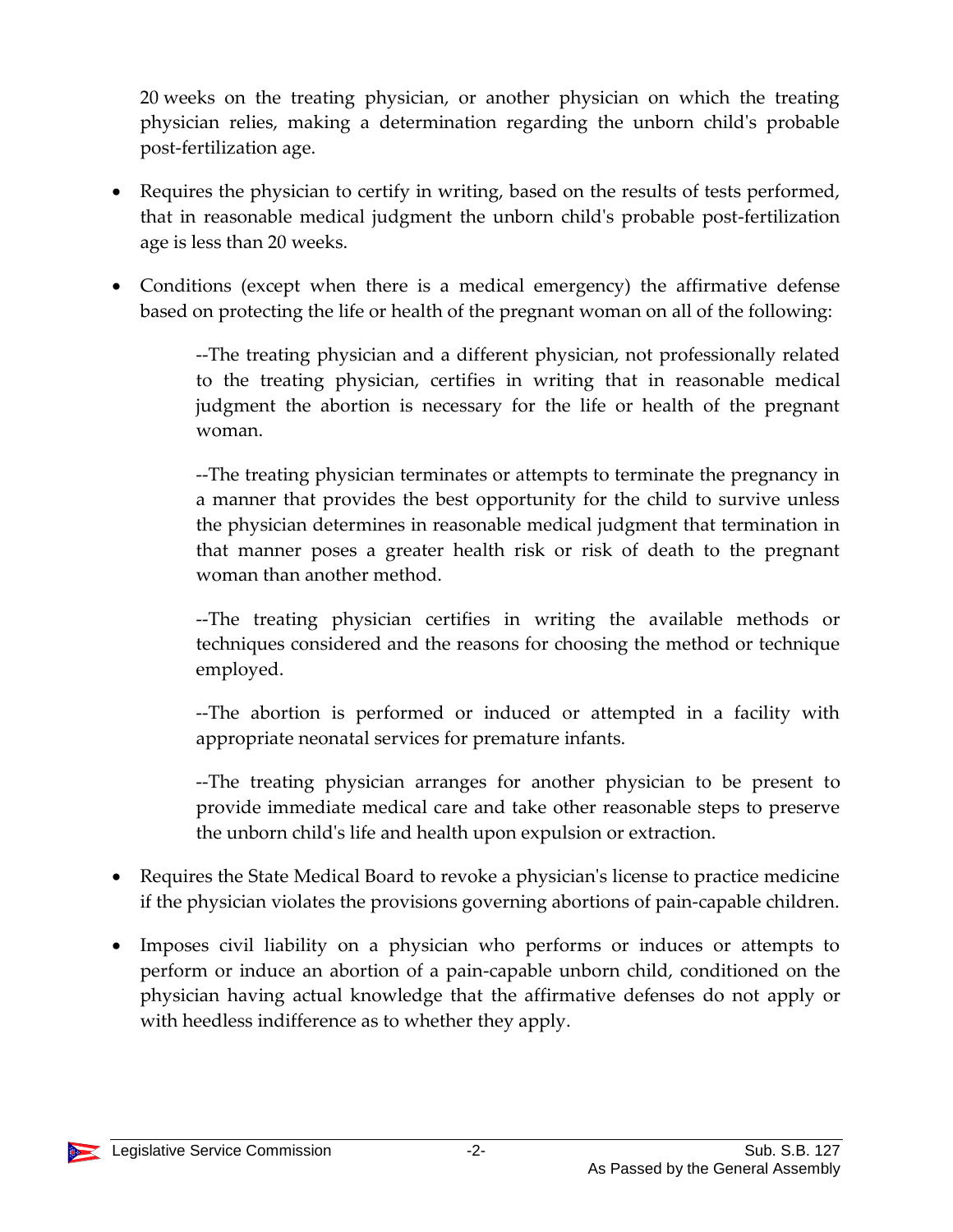20 weeks on the treating physician, or another physician on which the treating physician relies, making a determination regarding the unborn child's probable post-fertilization age.

- Requires the physician to certify in writing, based on the results of tests performed, that in reasonable medical judgment the unborn child's probable post-fertilization age is less than 20 weeks.

- Conditions (except when there is a medical emergency) the affirmative defense based on protecting the life or health of the pregnant woman on all of the following:

  --The treating physician and a different physician, not professionally related to the treating physician, certifies in writing that in reasonable medical judgment the abortion is necessary for the life or health of the pregnant woman.

  --The treating physician terminates or attempts to terminate the pregnancy in a manner that provides the best opportunity for the child to survive unless the physician determines in reasonable medical judgment that termination in that manner poses a greater health risk or risk of death to the pregnant woman than another method.

  --The treating physician certifies in writing the available methods or techniques considered and the reasons for choosing the method or technique employed.

  --The abortion is performed or induced or attempted in a facility with appropriate neonatal services for premature infants.

  --The treating physician arranges for another physician to be present to provide immediate medical care and take other reasonable steps to preserve the unborn child's life and health upon expulsion or extraction.

- Requires the State Medical Board to revoke a physician's license to practice medicine if the physician violates the provisions governing abortions of pain-capable children.

- Imposes civil liability on a physician who performs or induces or attempts to perform or induce an abortion of a pain-capable unborn child, conditioned on the physician having actual knowledge that the affirmative defenses do not apply or with heedless indifference as to whether they apply.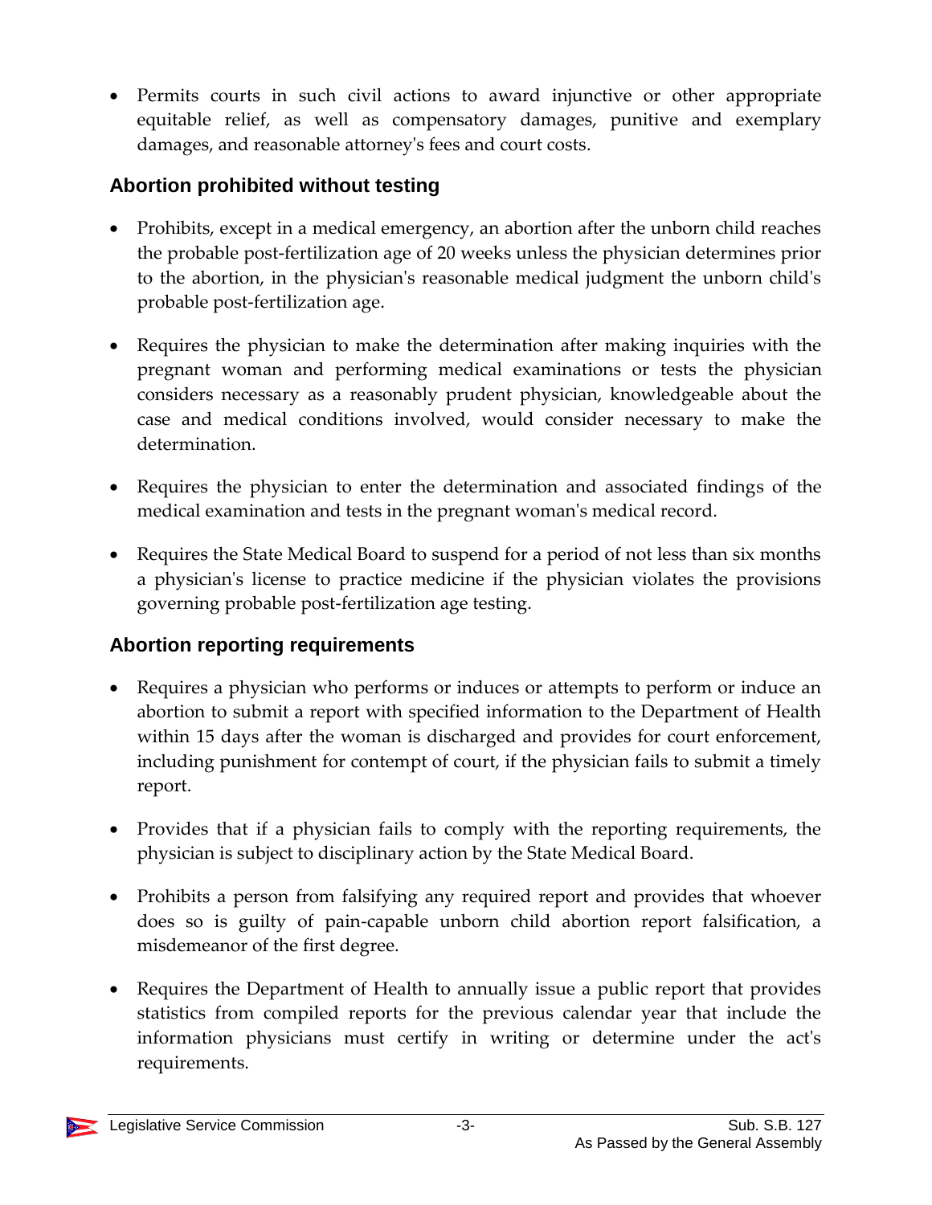- Permits courts in such civil actions to award injunctive or other appropriate equitable relief, as well as compensatory damages, punitive and exemplary damages, and reasonable attorney's fees and court costs.

### Abortion prohibited without testing

- Prohibits, except in a medical emergency, an abortion after the unborn child reaches the probable post-fertilization age of 20 weeks unless the physician determines prior to the abortion, in the physician's reasonable medical judgment the unborn child's probable post-fertilization age.
- Requires the physician to make the determination after making inquiries with the pregnant woman and performing medical examinations or tests the physician considers necessary as a reasonably prudent physician, knowledgeable about the case and medical conditions involved, would consider necessary to make the determination.
- Requires the physician to enter the determination and associated findings of the medical examination and tests in the pregnant woman's medical record.
- Requires the State Medical Board to suspend for a period of not less than six months a physician's license to practice medicine if the physician violates the provisions governing probable post-fertilization age testing.

### Abortion reporting requirements

- Requires a physician who performs or induces or attempts to perform or induce an abortion to submit a report with specified information to the Department of Health within 15 days after the woman is discharged and provides for court enforcement, including punishment for contempt of court, if the physician fails to submit a timely report.
- Provides that if a physician fails to comply with the reporting requirements, the physician is subject to disciplinary action by the State Medical Board.
- Prohibits a person from falsifying any required report and provides that whoever does so is guilty of pain-capable unborn child abortion report falsification, a misdemeanor of the first degree.
- Requires the Department of Health to annually issue a public report that provides statistics from compiled reports for the previous calendar year that include the information physicians must certify in writing or determine under the act's requirements.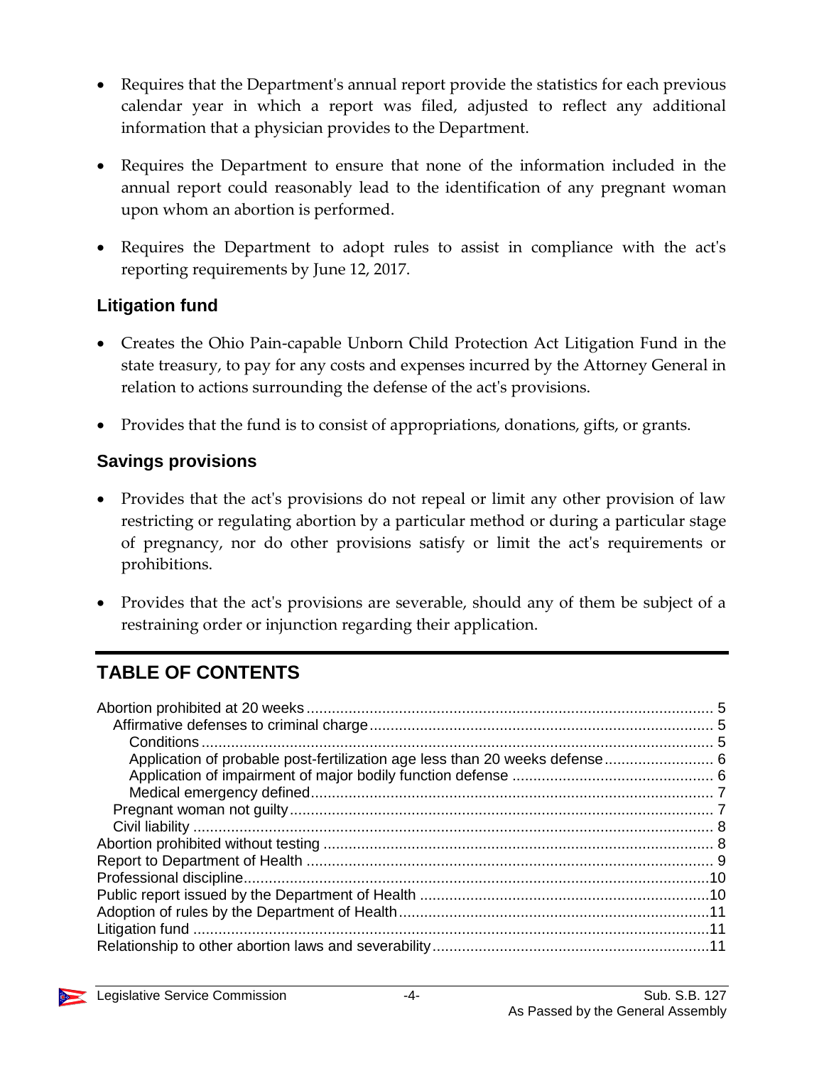- Requires that the Department's annual report provide the statistics for each previous calendar year in which a report was filed, adjusted to reflect any additional information that a physician provides to the Department.

- Requires the Department to ensure that none of the information included in the annual report could reasonably lead to the identification of any pregnant woman upon whom an abortion is performed.

- Requires the Department to adopt rules to assist in compliance with the act's reporting requirements by June 12, 2017.

### Litigation fund

- Creates the Ohio Pain-capable Unborn Child Protection Act Litigation Fund in the state treasury, to pay for any costs and expenses incurred by the Attorney General in relation to actions surrounding the defense of the act's provisions.

- Provides that the fund is to consist of appropriations, donations, gifts, or grants.

### Savings provisions

- Provides that the act's provisions do not repeal or limit any other provision of law restricting or regulating abortion by a particular method or during a particular stage of pregnancy, nor do other provisions satisfy or limit the act's requirements or prohibitions.

- Provides that the act's provisions are severable, should any of them be subject of a restraining order or injunction regarding their application.

## TABLE OF CONTENTS

Abortion prohibited at 20 weeks ..... 5
- Affirmative defenses to criminal charge ..... 5
  - Conditions ..... 5
  - Application of probable post-fertilization age less than 20 weeks defense ..... 6
  - Application of impairment of major bodily function defense ..... 6
  - Medical emergency defined ..... 7
- Pregnant woman not guilty ..... 7
- Civil liability ..... 8

Abortion prohibited without testing ..... 8
Report to Department of Health ..... 9
Professional discipline ..... 10
Public report issued by the Department of Health ..... 10
Adoption of rules by the Department of Health ..... 11
Litigation fund ..... 11
Relationship to other abortion laws and severability ..... 11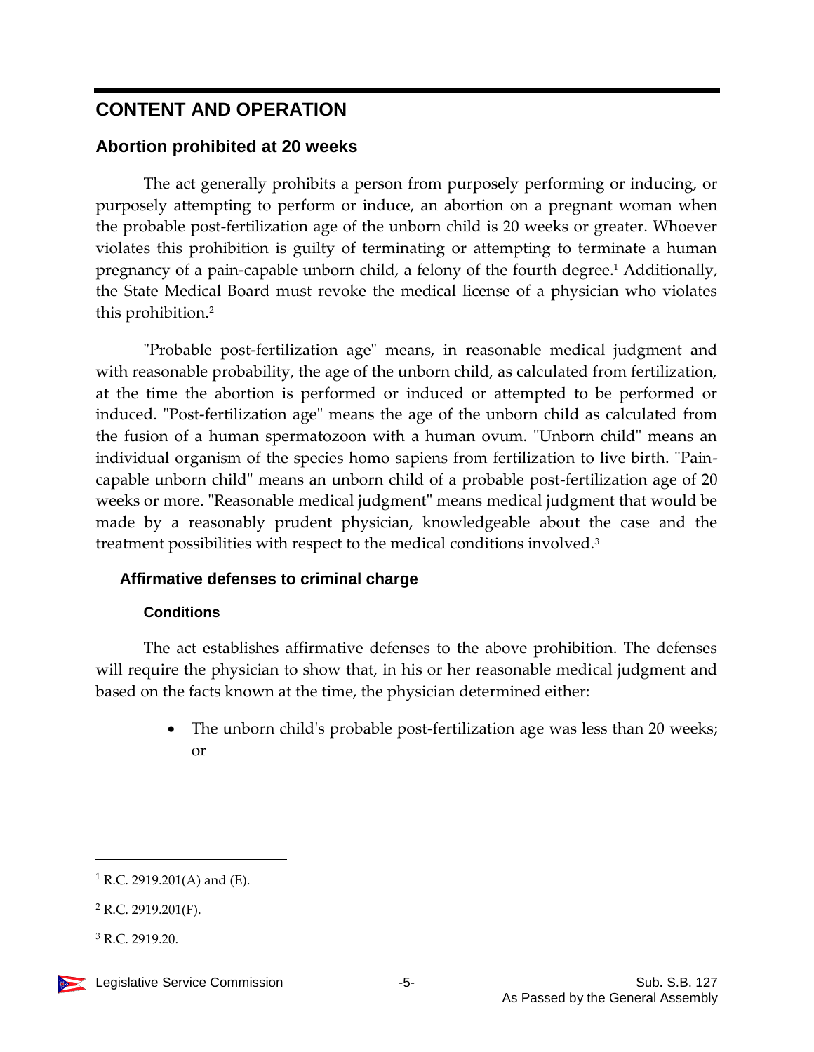## CONTENT AND OPERATION

### Abortion prohibited at 20 weeks

The act generally prohibits a person from purposely performing or inducing, or purposely attempting to perform or induce, an abortion on a pregnant woman when the probable post-fertilization age of the unborn child is 20 weeks or greater. Whoever violates this prohibition is guilty of terminating or attempting to terminate a human pregnancy of a pain-capable unborn child, a felony of the fourth degree.[1] Additionally, the State Medical Board must revoke the medical license of a physician who violates this prohibition.[2]

"Probable post-fertilization age" means, in reasonable medical judgment and with reasonable probability, the age of the unborn child, as calculated from fertilization, at the time the abortion is performed or induced or attempted to be performed or induced. "Post-fertilization age" means the age of the unborn child as calculated from the fusion of a human spermatozoon with a human ovum. "Unborn child" means an individual organism of the species homo sapiens from fertilization to live birth. "Pain-capable unborn child" means an unborn child of a probable post-fertilization age of 20 weeks or more. "Reasonable medical judgment" means medical judgment that would be made by a reasonably prudent physician, knowledgeable about the case and the treatment possibilities with respect to the medical conditions involved.[3]

#### Affirmative defenses to criminal charge

##### Conditions

The act establishes affirmative defenses to the above prohibition. The defenses will require the physician to show that, in his or her reasonable medical judgment and based on the facts known at the time, the physician determined either:

- The unborn child's probable post-fertilization age was less than 20 weeks; or

---

[1] R.C. 2919.201(A) and (E).

[2] R.C. 2919.201(F).

[3] R.C. 2919.20.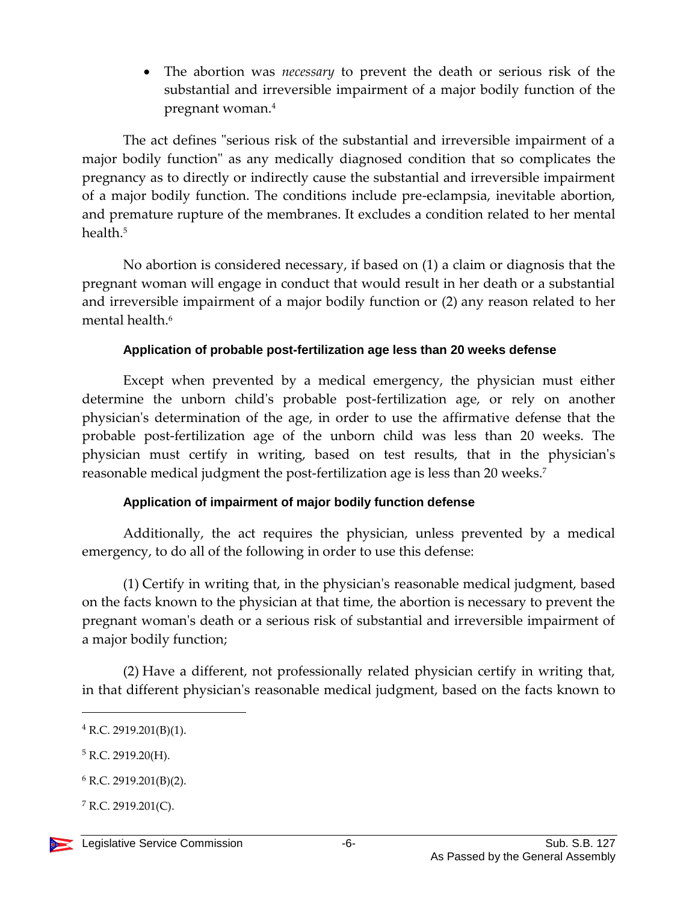- The abortion was *necessary* to prevent the death or serious risk of the substantial and irreversible impairment of a major bodily function of the pregnant woman.[4]

The act defines "serious risk of the substantial and irreversible impairment of a major bodily function" as any medically diagnosed condition that so complicates the pregnancy as to directly or indirectly cause the substantial and irreversible impairment of a major bodily function. The conditions include pre-eclampsia, inevitable abortion, and premature rupture of the membranes. It excludes a condition related to her mental health.[5]

No abortion is considered necessary, if based on (1) a claim or diagnosis that the pregnant woman will engage in conduct that would result in her death or a substantial and irreversible impairment of a major bodily function or (2) any reason related to her mental health.[6]

#### Application of probable post-fertilization age less than 20 weeks defense

Except when prevented by a medical emergency, the physician must either determine the unborn child's probable post-fertilization age, or rely on another physician's determination of the age, in order to use the affirmative defense that the probable post-fertilization age of the unborn child was less than 20 weeks. The physician must certify in writing, based on test results, that in the physician's reasonable medical judgment the post-fertilization age is less than 20 weeks.[7]

#### Application of impairment of major bodily function defense

Additionally, the act requires the physician, unless prevented by a medical emergency, to do all of the following in order to use this defense:

(1) Certify in writing that, in the physician's reasonable medical judgment, based on the facts known to the physician at that time, the abortion is necessary to prevent the pregnant woman's death or a serious risk of substantial and irreversible impairment of a major bodily function;

(2) Have a different, not professionally related physician certify in writing that, in that different physician's reasonable medical judgment, based on the facts known to

---

[4] R.C. 2919.201(B)(1).

[5] R.C. 2919.20(H).

[6] R.C. 2919.201(B)(2).

[7] R.C. 2919.201(C).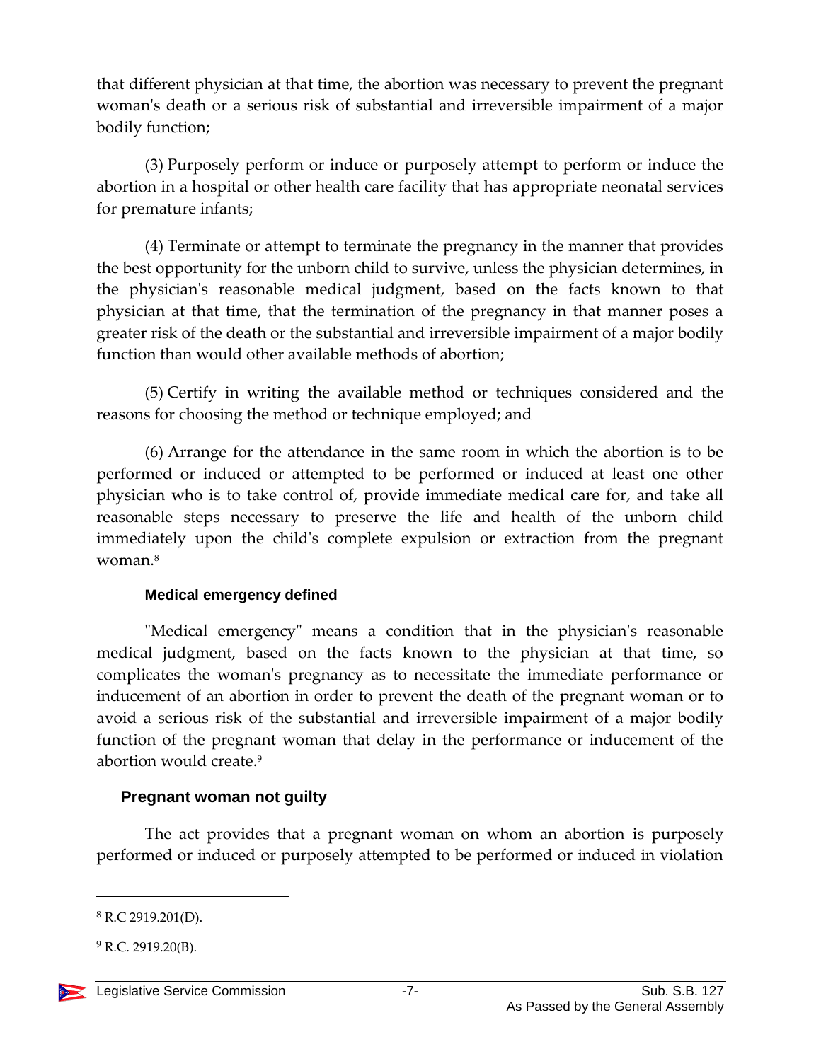that different physician at that time, the abortion was necessary to prevent the pregnant woman's death or a serious risk of substantial and irreversible impairment of a major bodily function;

(3) Purposely perform or induce or purposely attempt to perform or induce the abortion in a hospital or other health care facility that has appropriate neonatal services for premature infants;

(4) Terminate or attempt to terminate the pregnancy in the manner that provides the best opportunity for the unborn child to survive, unless the physician determines, in the physician's reasonable medical judgment, based on the facts known to that physician at that time, that the termination of the pregnancy in that manner poses a greater risk of the death or the substantial and irreversible impairment of a major bodily function than would other available methods of abortion;

(5) Certify in writing the available method or techniques considered and the reasons for choosing the method or technique employed; and

(6) Arrange for the attendance in the same room in which the abortion is to be performed or induced or attempted to be performed or induced at least one other physician who is to take control of, provide immediate medical care for, and take all reasonable steps necessary to preserve the life and health of the unborn child immediately upon the child's complete expulsion or extraction from the pregnant woman.[8]

#### Medical emergency defined

"Medical emergency" means a condition that in the physician's reasonable medical judgment, based on the facts known to the physician at that time, so complicates the woman's pregnancy as to necessitate the immediate performance or inducement of an abortion in order to prevent the death of the pregnant woman or to avoid a serious risk of the substantial and irreversible impairment of a major bodily function of the pregnant woman that delay in the performance or inducement of the abortion would create.[9]

### Pregnant woman not guilty

The act provides that a pregnant woman on whom an abortion is purposely performed or induced or purposely attempted to be performed or induced in violation

---

[8] R.C 2919.201(D).

[9] R.C. 2919.20(B).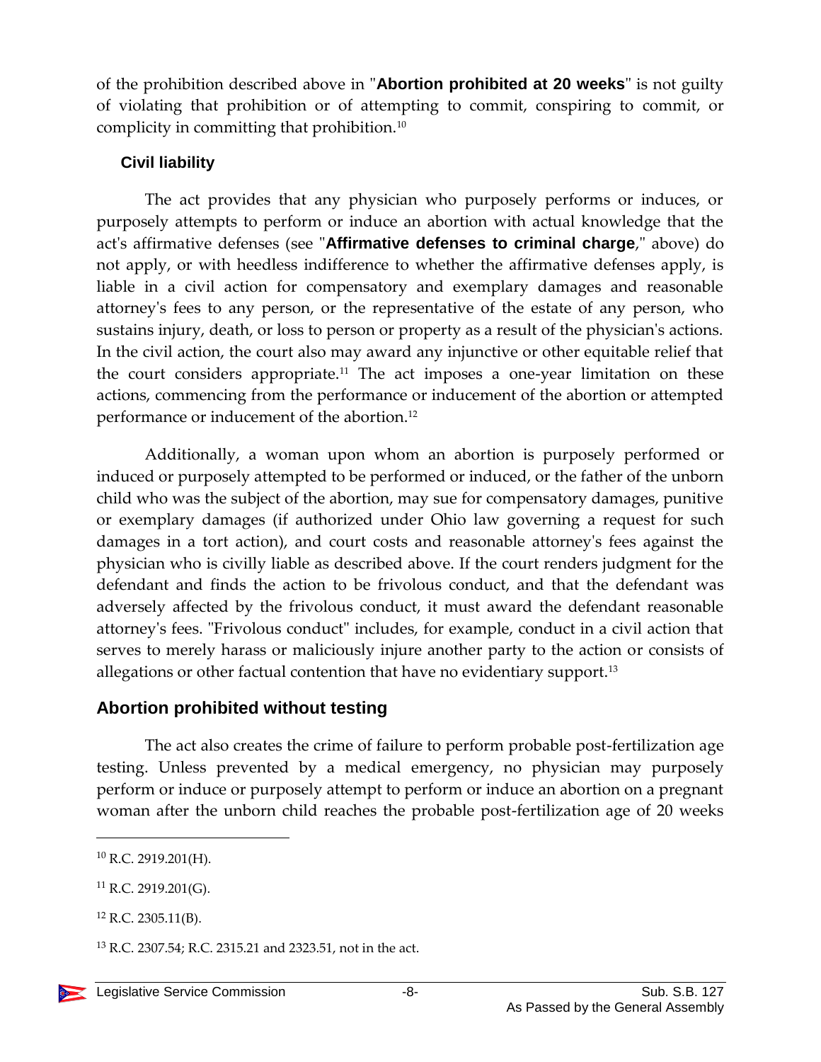of the prohibition described above in "**Abortion prohibited at 20 weeks**" is not guilty of violating that prohibition or of attempting to commit, conspiring to commit, or complicity in committing that prohibition.[10]

### Civil liability

The act provides that any physician who purposely performs or induces, or purposely attempts to perform or induce an abortion with actual knowledge that the act's affirmative defenses (see "**Affirmative defenses to criminal charge**," above) do not apply, or with heedless indifference to whether the affirmative defenses apply, is liable in a civil action for compensatory and exemplary damages and reasonable attorney's fees to any person, or the representative of the estate of any person, who sustains injury, death, or loss to person or property as a result of the physician's actions. In the civil action, the court also may award any injunctive or other equitable relief that the court considers appropriate.[11] The act imposes a one-year limitation on these actions, commencing from the performance or inducement of the abortion or attempted performance or inducement of the abortion.[12]

Additionally, a woman upon whom an abortion is purposely performed or induced or purposely attempted to be performed or induced, or the father of the unborn child who was the subject of the abortion, may sue for compensatory damages, punitive or exemplary damages (if authorized under Ohio law governing a request for such damages in a tort action), and court costs and reasonable attorney's fees against the physician who is civilly liable as described above. If the court renders judgment for the defendant and finds the action to be frivolous conduct, and that the defendant was adversely affected by the frivolous conduct, it must award the defendant reasonable attorney's fees. "Frivolous conduct" includes, for example, conduct in a civil action that serves to merely harass or maliciously injure another party to the action or consists of allegations or other factual contention that have no evidentiary support.[13]

## Abortion prohibited without testing

The act also creates the crime of failure to perform probable post-fertilization age testing. Unless prevented by a medical emergency, no physician may purposely perform or induce or purposely attempt to perform or induce an abortion on a pregnant woman after the unborn child reaches the probable post-fertilization age of 20 weeks

---

[10] R.C. 2919.201(H).

[11] R.C. 2919.201(G).

[12] R.C. 2305.11(B).

[13] R.C. 2307.54; R.C. 2315.21 and 2323.51, not in the act.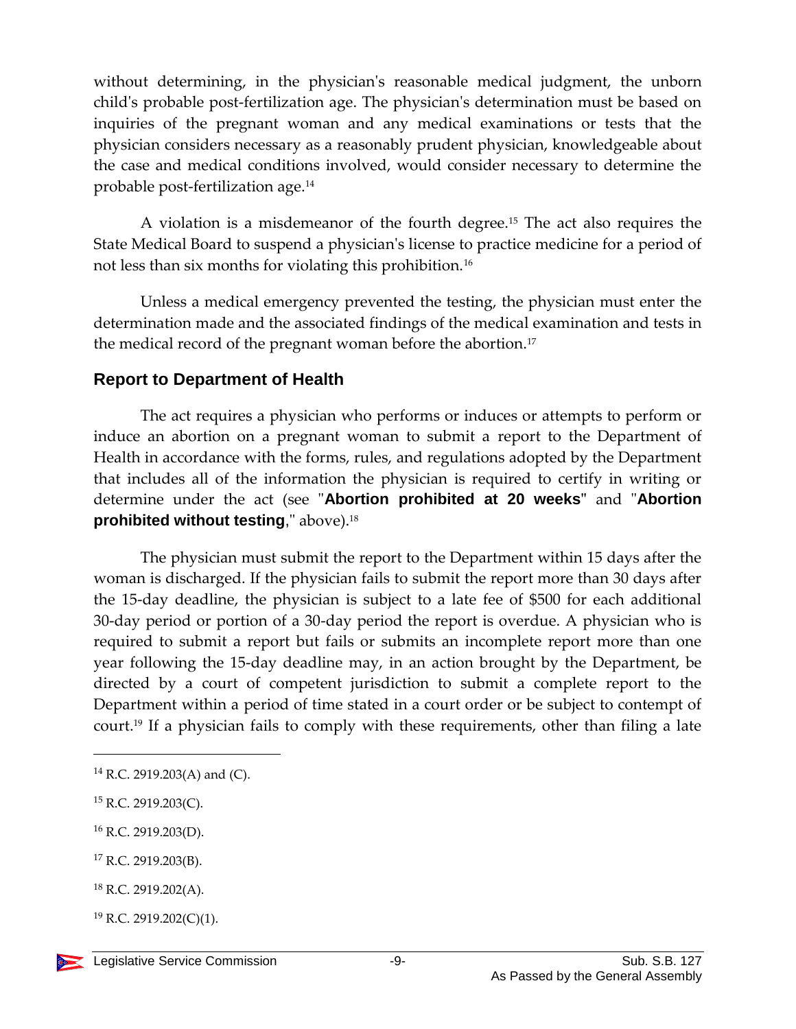without determining, in the physician's reasonable medical judgment, the unborn child's probable post-fertilization age. The physician's determination must be based on inquiries of the pregnant woman and any medical examinations or tests that the physician considers necessary as a reasonably prudent physician, knowledgeable about the case and medical conditions involved, would consider necessary to determine the probable post-fertilization age.[14]

A violation is a misdemeanor of the fourth degree.[15] The act also requires the State Medical Board to suspend a physician's license to practice medicine for a period of not less than six months for violating this prohibition.[16]

Unless a medical emergency prevented the testing, the physician must enter the determination made and the associated findings of the medical examination and tests in the medical record of the pregnant woman before the abortion.[17]

## Report to Department of Health

The act requires a physician who performs or induces or attempts to perform or induce an abortion on a pregnant woman to submit a report to the Department of Health in accordance with the forms, rules, and regulations adopted by the Department that includes all of the information the physician is required to certify in writing or determine under the act (see "**Abortion prohibited at 20 weeks**" and "**Abortion prohibited without testing**," above).[18]

The physician must submit the report to the Department within 15 days after the woman is discharged. If the physician fails to submit the report more than 30 days after the 15-day deadline, the physician is subject to a late fee of $500 for each additional 30-day period or portion of a 30-day period the report is overdue. A physician who is required to submit a report but fails or submits an incomplete report more than one year following the 15-day deadline may, in an action brought by the Department, be directed by a court of competent jurisdiction to submit a complete report to the Department within a period of time stated in a court order or be subject to contempt of court.[19] If a physician fails to comply with these requirements, other than filing a late

---

[14] R.C. 2919.203(A) and (C).

[15] R.C. 2919.203(C).

[16] R.C. 2919.203(D).

[17] R.C. 2919.203(B).

[18] R.C. 2919.202(A).

[19] R.C. 2919.202(C)(1).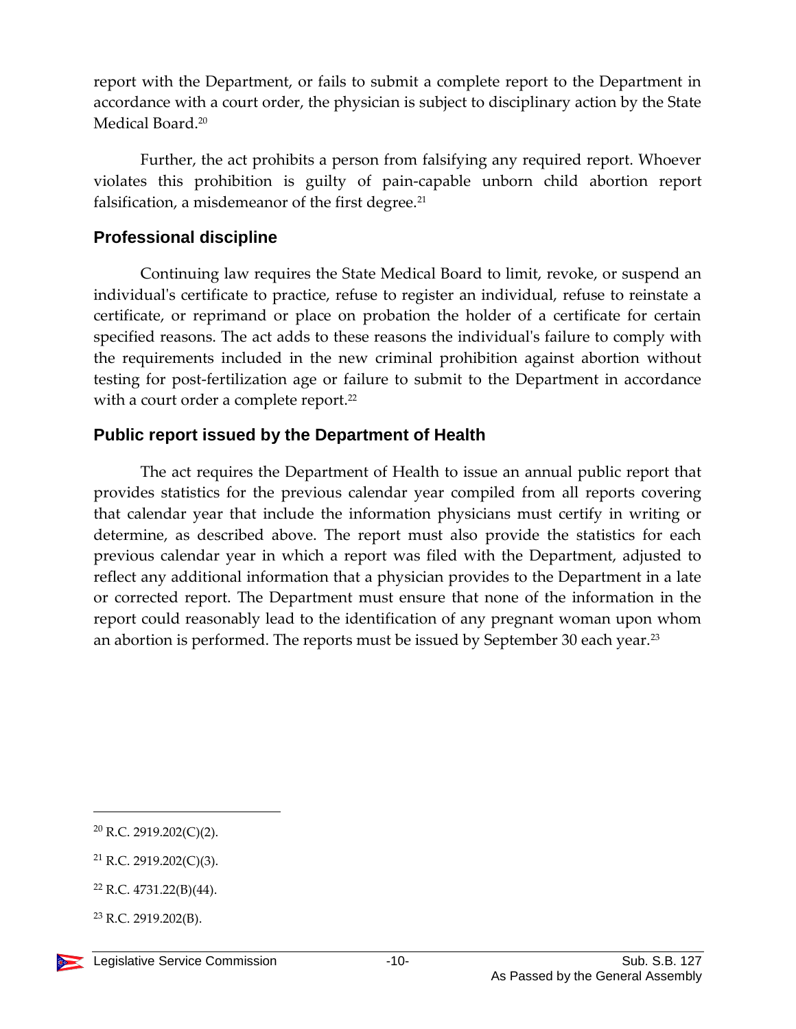report with the Department, or fails to submit a complete report to the Department in accordance with a court order, the physician is subject to disciplinary action by the State Medical Board.[20]

Further, the act prohibits a person from falsifying any required report. Whoever violates this prohibition is guilty of pain-capable unborn child abortion report falsification, a misdemeanor of the first degree.[21]

### Professional discipline

Continuing law requires the State Medical Board to limit, revoke, or suspend an individual's certificate to practice, refuse to register an individual, refuse to reinstate a certificate, or reprimand or place on probation the holder of a certificate for certain specified reasons. The act adds to these reasons the individual's failure to comply with the requirements included in the new criminal prohibition against abortion without testing for post-fertilization age or failure to submit to the Department in accordance with a court order a complete report.[22]

### Public report issued by the Department of Health

The act requires the Department of Health to issue an annual public report that provides statistics for the previous calendar year compiled from all reports covering that calendar year that include the information physicians must certify in writing or determine, as described above. The report must also provide the statistics for each previous calendar year in which a report was filed with the Department, adjusted to reflect any additional information that a physician provides to the Department in a late or corrected report. The Department must ensure that none of the information in the report could reasonably lead to the identification of any pregnant woman upon whom an abortion is performed. The reports must be issued by September 30 each year.[23]

---

[20] R.C. 2919.202(C)(2).

[21] R.C. 2919.202(C)(3).

[22] R.C. 4731.22(B)(44).

[23] R.C. 2919.202(B).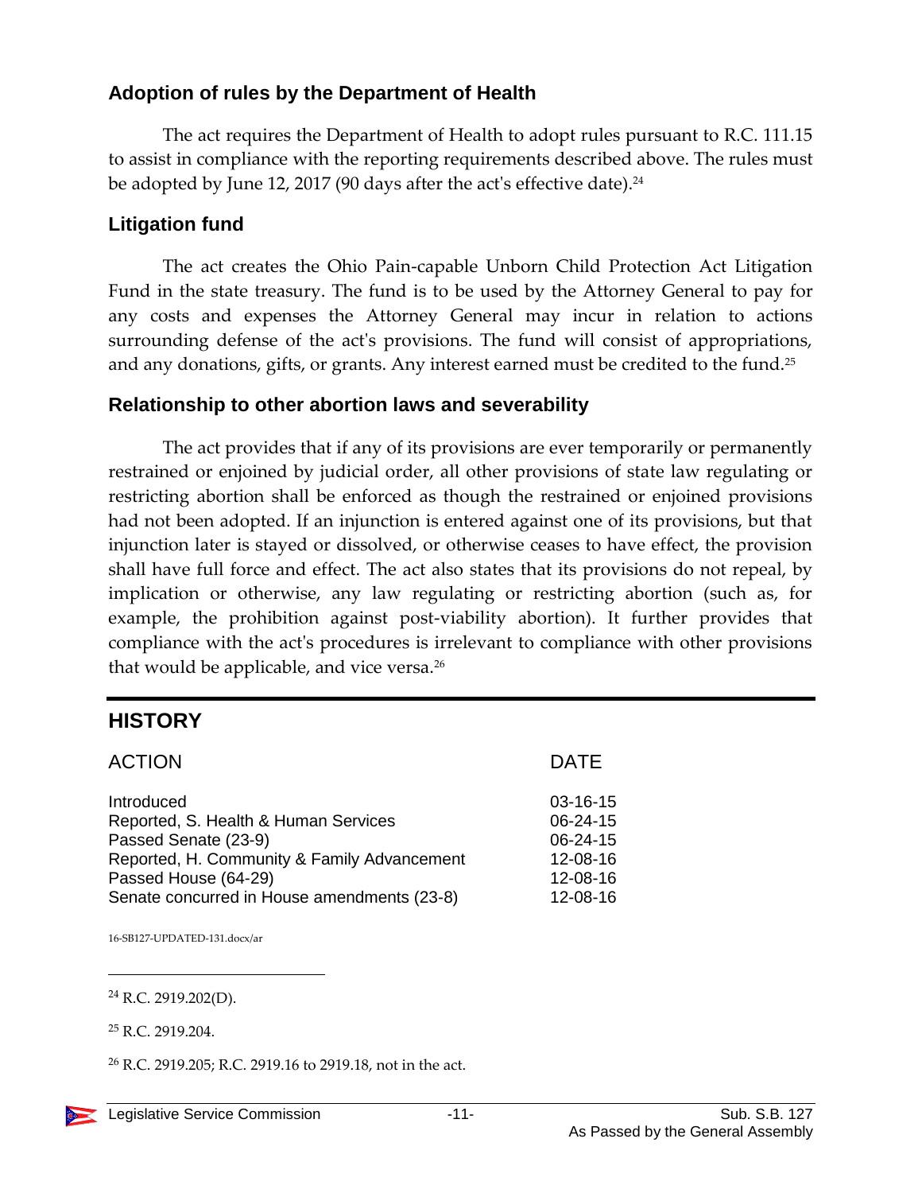### Adoption of rules by the Department of Health

The act requires the Department of Health to adopt rules pursuant to R.C. 111.15 to assist in compliance with the reporting requirements described above. The rules must be adopted by June 12, 2017 (90 days after the act's effective date).[24]

### Litigation fund

The act creates the Ohio Pain-capable Unborn Child Protection Act Litigation Fund in the state treasury. The fund is to be used by the Attorney General to pay for any costs and expenses the Attorney General may incur in relation to actions surrounding defense of the act's provisions. The fund will consist of appropriations, and any donations, gifts, or grants. Any interest earned must be credited to the fund.[25]

### Relationship to other abortion laws and severability

The act provides that if any of its provisions are ever temporarily or permanently restrained or enjoined by judicial order, all other provisions of state law regulating or restricting abortion shall be enforced as though the restrained or enjoined provisions had not been adopted. If an injunction is entered against one of its provisions, but that injunction later is stayed or dissolved, or otherwise ceases to have effect, the provision shall have full force and effect. The act also states that its provisions do not repeal, by implication or otherwise, any law regulating or restricting abortion (such as, for example, the prohibition against post-viability abortion). It further provides that compliance with the act's procedures is irrelevant to compliance with other provisions that would be applicable, and vice versa.[26]

## HISTORY

| ACTION | DATE |
| --- | --- |
| Introduced | 03-16-15 |
| Reported, S. Health & Human Services | 06-24-15 |
| Passed Senate (23-9) | 06-24-15 |
| Reported, H. Community & Family Advancement | 12-08-16 |
| Passed House (64-29) | 12-08-16 |
| Senate concurred in House amendments (23-8) | 12-08-16 |

16-SB127-UPDATED-131.docx/ar

[24] R.C. 2919.202(D).

[25] R.C. 2919.204.

[26] R.C. 2919.205; R.C. 2919.16 to 2919.18, not in the act.